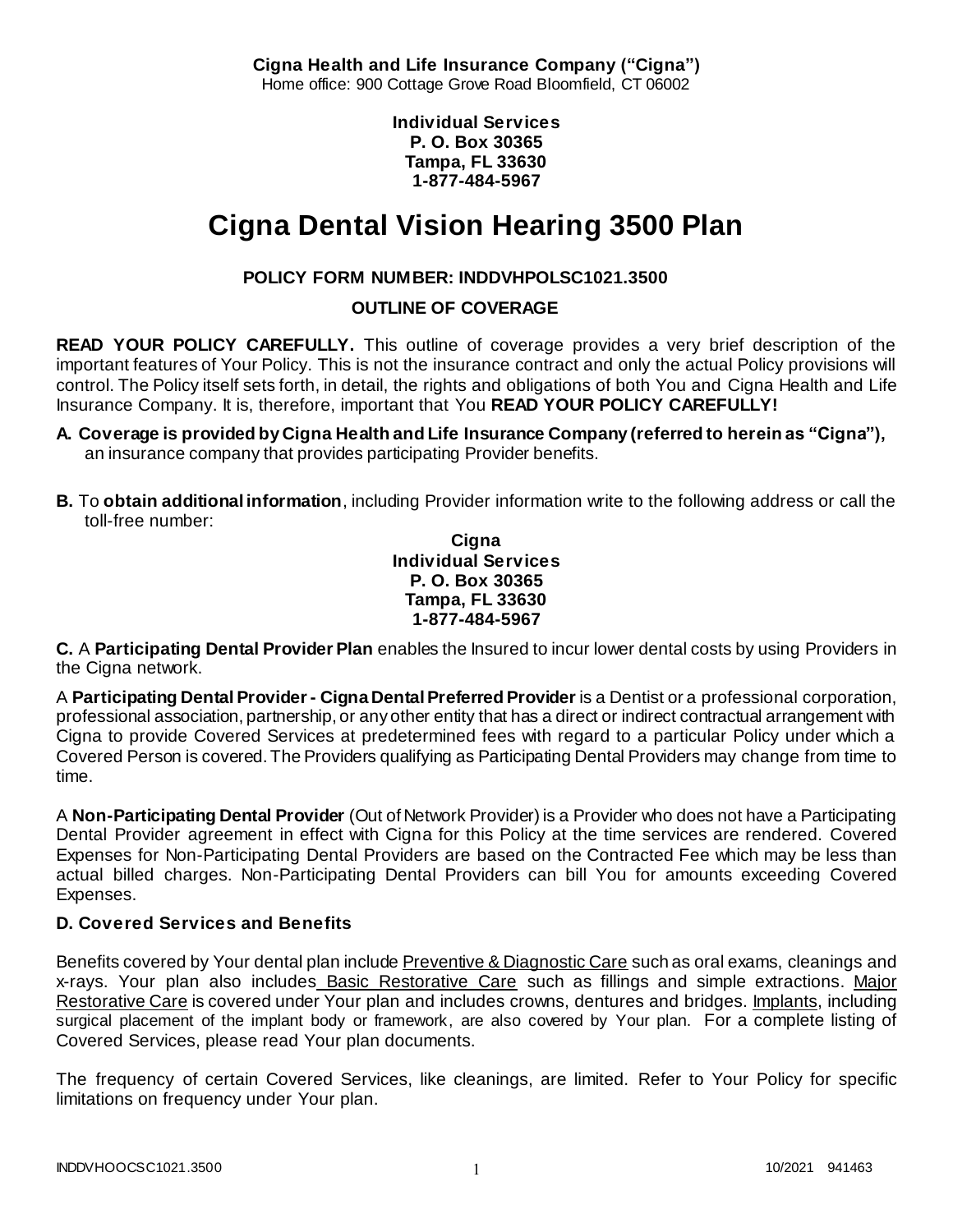**Cigna Health and Life Insurance Company ("Cigna")**
Home office: 900 Cottage Grove Road Bloomfield, CT 06002

**Individual Services**
**P. O. Box 30365**
**Tampa, FL 33630**
**1-877-484-5967**

# Cigna Dental Vision Hearing 3500 Plan

**POLICY FORM NUMBER: INDDVHPOLSC1021.3500**

**OUTLINE OF COVERAGE**

**READ YOUR POLICY CAREFULLY.** This outline of coverage provides a very brief description of the important features of Your Policy. This is not the insurance contract and only the actual Policy provisions will control. The Policy itself sets forth, in detail, the rights and obligations of both You and Cigna Health and Life Insurance Company. It is, therefore, important that You **READ YOUR POLICY CAREFULLY!**

**A. Coverage is provided by Cigna Health and Life Insurance Company (referred to herein as "Cigna"),** an insurance company that provides participating Provider benefits.

**B.** To **obtain additional information**, including Provider information write to the following address or call the toll-free number:

**Cigna**
**Individual Services**
**P. O. Box 30365**
**Tampa, FL 33630**
**1-877-484-5967**

**C.** A **Participating Dental Provider Plan** enables the Insured to incur lower dental costs by using Providers in the Cigna network.

A **Participating Dental Provider - Cigna Dental Preferred Provider** is a Dentist or a professional corporation, professional association, partnership, or any other entity that has a direct or indirect contractual arrangement with Cigna to provide Covered Services at predetermined fees with regard to a particular Policy under which a Covered Person is covered. The Providers qualifying as Participating Dental Providers may change from time to time.

A **Non-Participating Dental Provider** (Out of Network Provider) is a Provider who does not have a Participating Dental Provider agreement in effect with Cigna for this Policy at the time services are rendered. Covered Expenses for Non-Participating Dental Providers are based on the Contracted Fee which may be less than actual billed charges. Non-Participating Dental Providers can bill You for amounts exceeding Covered Expenses.

**D. Covered Services and Benefits**

Benefits covered by Your dental plan include Preventive & Diagnostic Care such as oral exams, cleanings and x-rays. Your plan also includes Basic Restorative Care such as fillings and simple extractions. Major Restorative Care is covered under Your plan and includes crowns, dentures and bridges. Implants, including surgical placement of the implant body or framework, are also covered by Your plan. For a complete listing of Covered Services, please read Your plan documents.

The frequency of certain Covered Services, like cleanings, are limited. Refer to Your Policy for specific limitations on frequency under Your plan.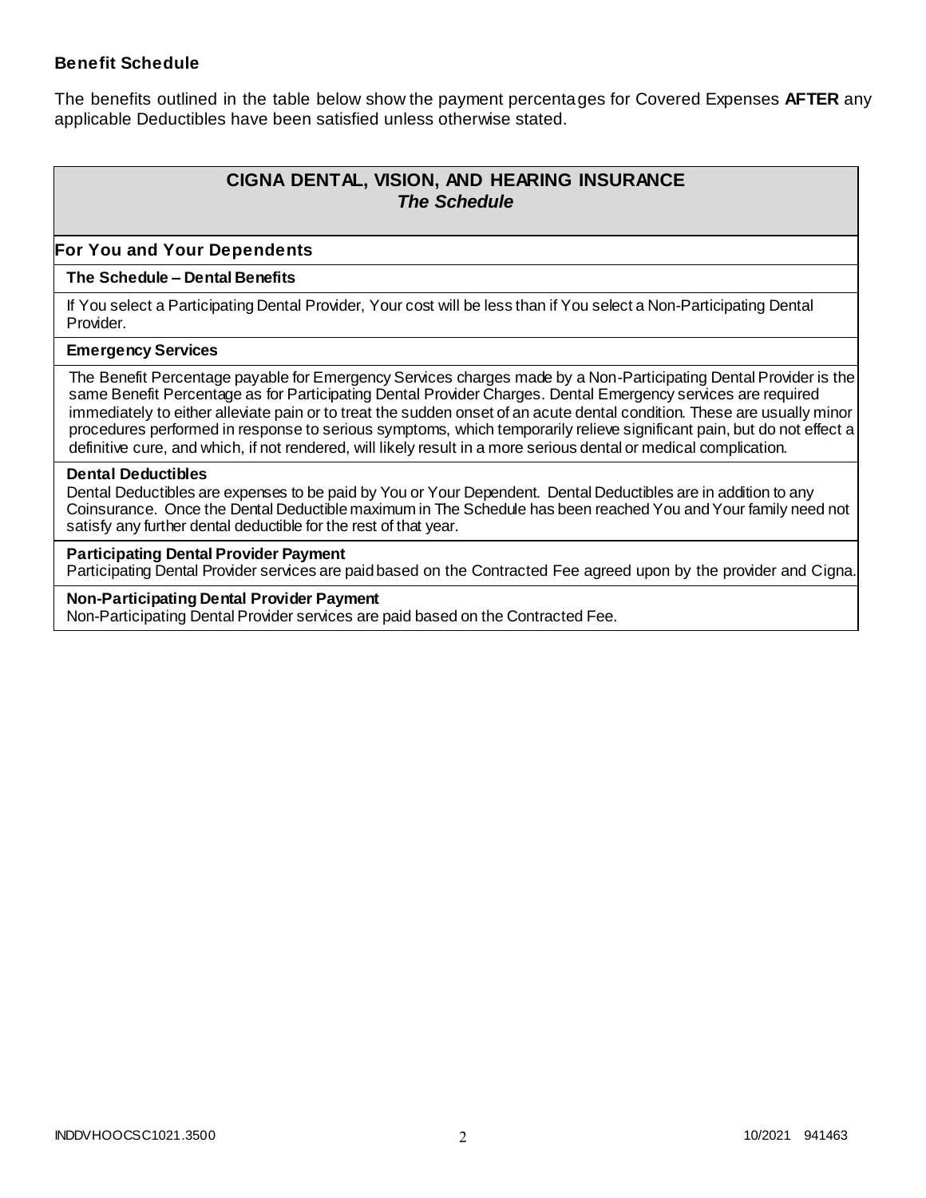### Benefit Schedule

The benefits outlined in the table below show the payment percentages for Covered Expenses **AFTER** any applicable Deductibles have been satisfied unless otherwise stated.

## CIGNA DENTAL, VISION, AND HEARING INSURANCE
### *The Schedule*

**For You and Your Dependents**

**The Schedule – Dental Benefits**

If You select a Participating Dental Provider, Your cost will be less than if You select a Non-Participating Dental Provider.

**Emergency Services**

The Benefit Percentage payable for Emergency Services charges made by a Non-Participating Dental Provider is the same Benefit Percentage as for Participating Dental Provider Charges. Dental Emergency services are required immediately to either alleviate pain or to treat the sudden onset of an acute dental condition. These are usually minor procedures performed in response to serious symptoms, which temporarily relieve significant pain, but do not effect a definitive cure, and which, if not rendered, will likely result in a more serious dental or medical complication.

**Dental Deductibles**

Dental Deductibles are expenses to be paid by You or Your Dependent. Dental Deductibles are in addition to any Coinsurance. Once the Dental Deductible maximum in The Schedule has been reached You and Your family need not satisfy any further dental deductible for the rest of that year.

**Participating Dental Provider Payment**

Participating Dental Provider services are paid based on the Contracted Fee agreed upon by the provider and Cigna.

**Non-Participating Dental Provider Payment**

Non-Participating Dental Provider services are paid based on the Contracted Fee.

INDDVHOOCSC1021.3500 10/2021 941463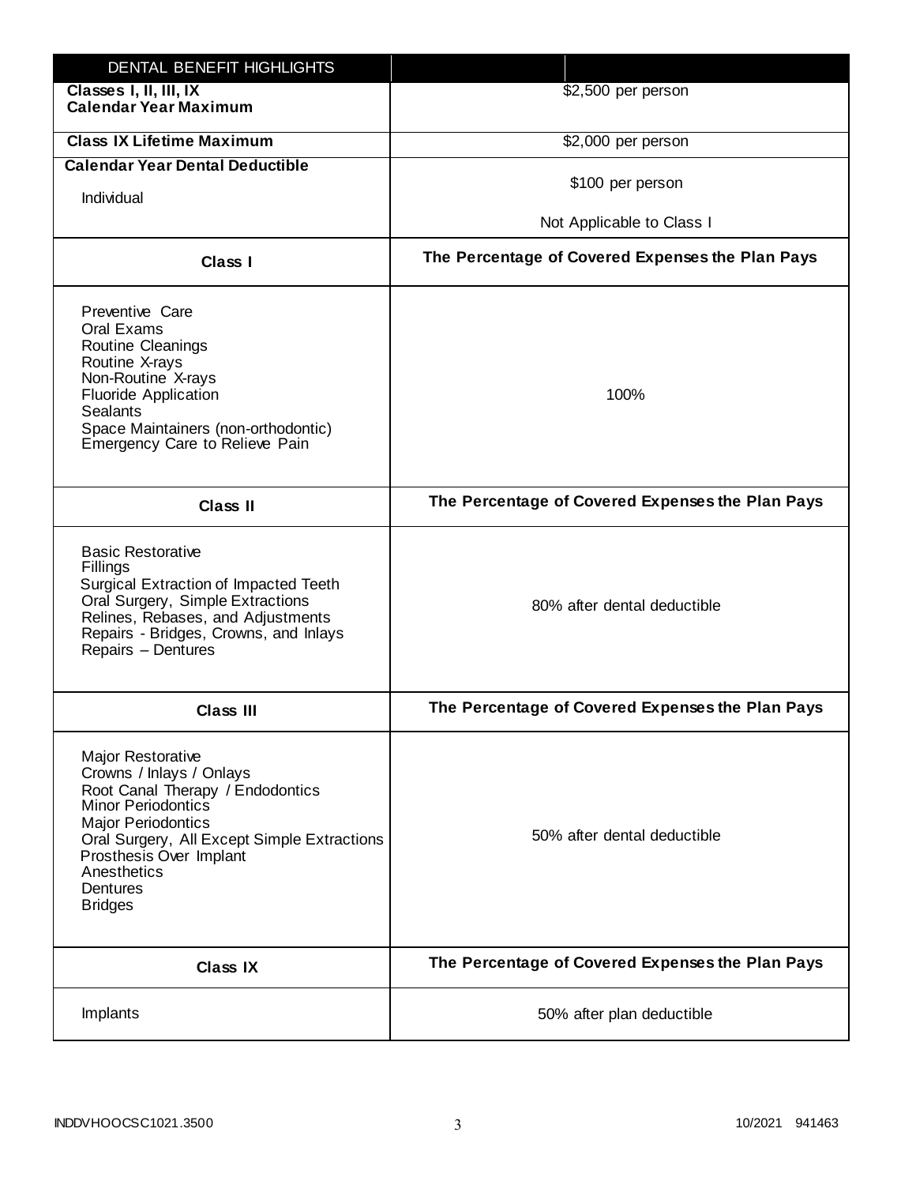| DENTAL BENEFIT HIGHLIGHTS | |
| --- | --- |
| **Classes I, II, III, IX Calendar Year Maximum** | $2,500 per person |
| **Class IX Lifetime Maximum** | $2,000 per person |
| **Calendar Year Dental Deductible**<br>Individual | $100 per person<br>Not Applicable to Class I |
| **Class I** | **The Percentage of Covered Expenses the Plan Pays** |
| Preventive Care<br>Oral Exams<br>Routine Cleanings<br>Routine X-rays<br>Non-Routine X-rays<br>Fluoride Application<br>Sealants<br>Space Maintainers (non-orthodontic)<br>Emergency Care to Relieve Pain | 100% |
| **Class II** | **The Percentage of Covered Expenses the Plan Pays** |
| Basic Restorative<br>Fillings<br>Surgical Extraction of Impacted Teeth<br>Oral Surgery, Simple Extractions<br>Relines, Rebases, and Adjustments<br>Repairs - Bridges, Crowns, and Inlays<br>Repairs – Dentures | 80% after dental deductible |
| **Class III** | **The Percentage of Covered Expenses the Plan Pays** |
| Major Restorative<br>Crowns / Inlays / Onlays<br>Root Canal Therapy / Endodontics<br>Minor Periodontics<br>Major Periodontics<br>Oral Surgery, All Except Simple Extractions<br>Prosthesis Over Implant<br>Anesthetics<br>Dentures<br>Bridges | 50% after dental deductible |
| **Class IX** | **The Percentage of Covered Expenses the Plan Pays** |
| Implants | 50% after plan deductible |

INDDVHOOCSC1021.3500 10/2021 941463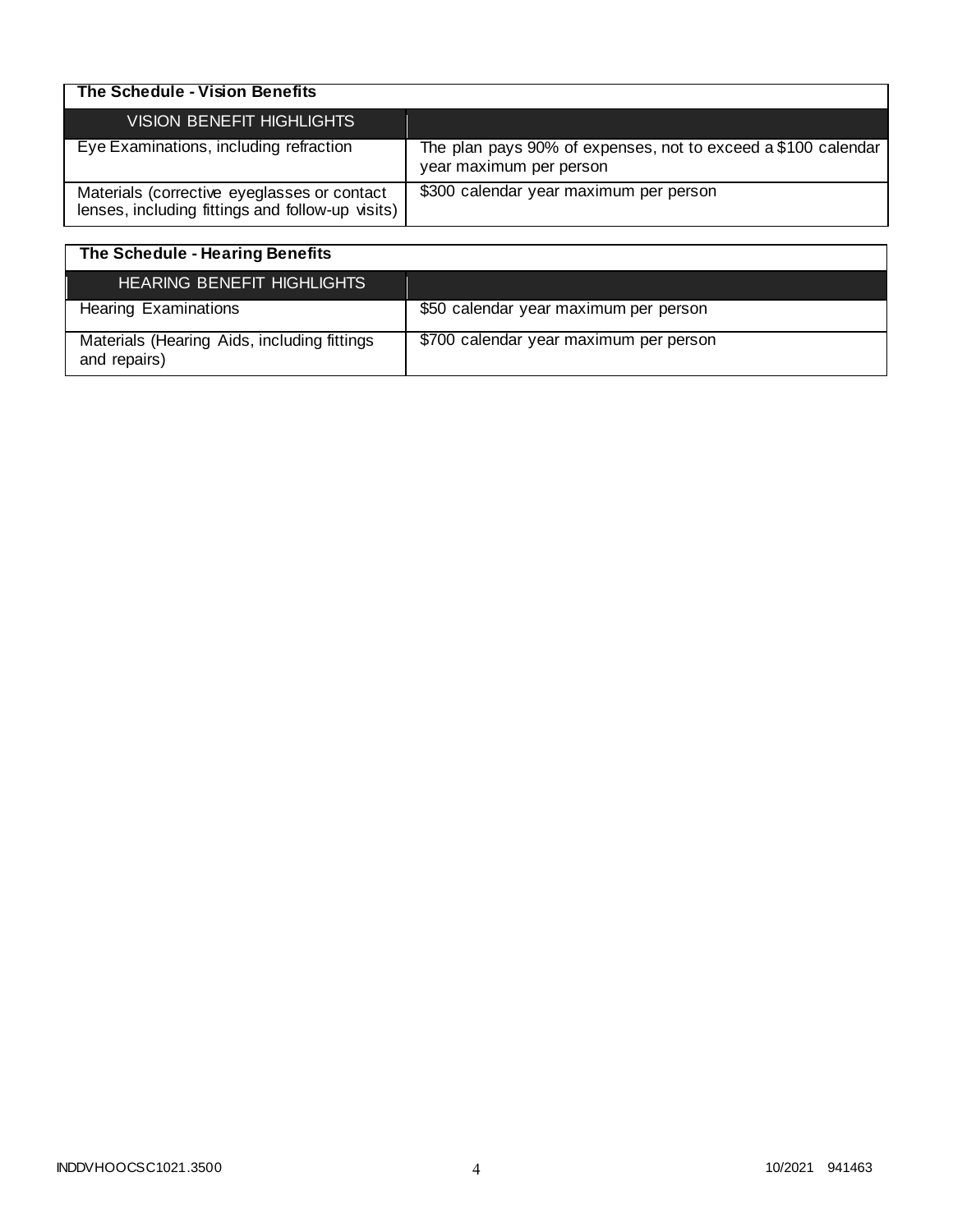| The Schedule - Vision Benefits | |
|---|---|
| VISION BENEFIT HIGHLIGHTS | |
| Eye Examinations, including refraction | The plan pays 90% of expenses, not to exceed a $100 calendar year maximum per person |
| Materials (corrective eyeglasses or contact lenses, including fittings and follow-up visits) | $300 calendar year maximum per person |

| The Schedule - Hearing Benefits | |
|---|---|
| HEARING BENEFIT HIGHLIGHTS | |
| Hearing Examinations | $50 calendar year maximum per person |
| Materials (Hearing Aids, including fittings and repairs) | $700 calendar year maximum per person |

INDDVHOOCSC1021.3500 10/2021 941463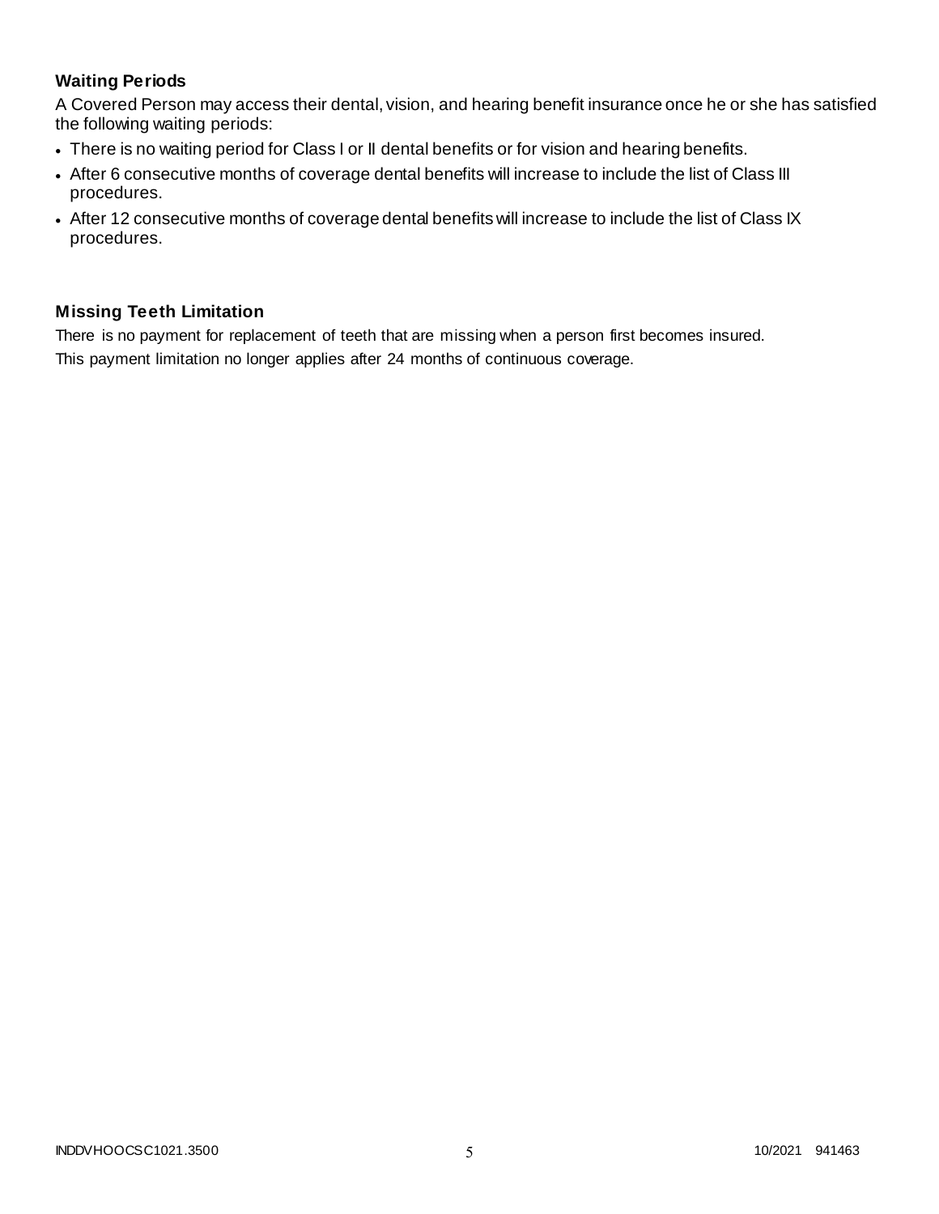### Waiting Periods

A Covered Person may access their dental, vision, and hearing benefit insurance once he or she has satisfied the following waiting periods:

- There is no waiting period for Class I or II dental benefits or for vision and hearing benefits.
- After 6 consecutive months of coverage dental benefits will increase to include the list of Class III procedures.
- After 12 consecutive months of coverage dental benefits will increase to include the list of Class IX procedures.

### Missing Teeth Limitation

There is no payment for replacement of teeth that are missing when a person first becomes insured. This payment limitation no longer applies after 24 months of continuous coverage.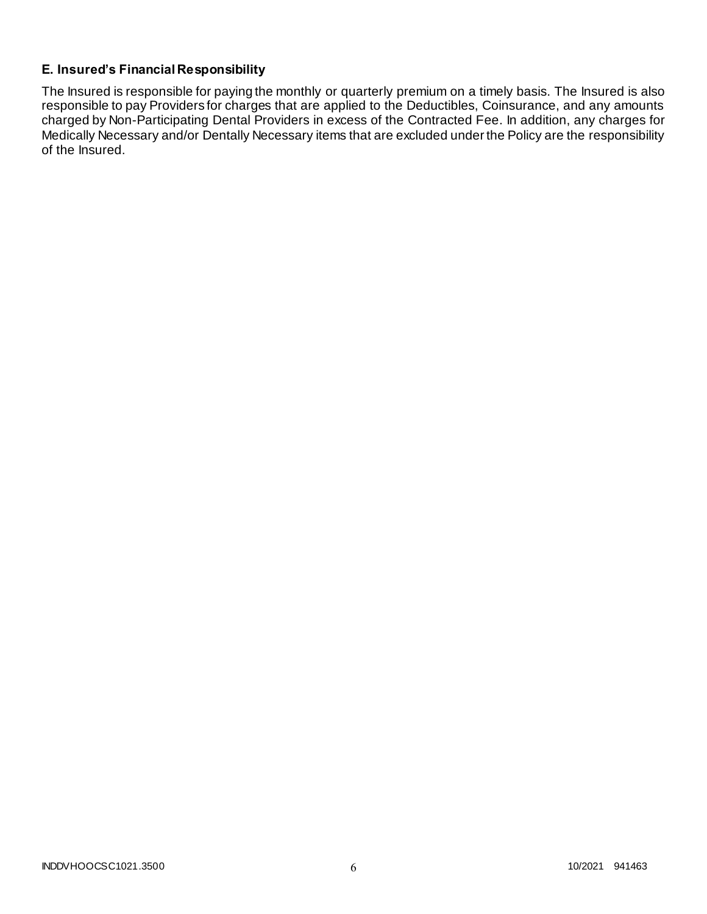**E. Insured's Financial Responsibility**

The Insured is responsible for paying the monthly or quarterly premium on a timely basis. The Insured is also responsible to pay Providers for charges that are applied to the Deductibles, Coinsurance, and any amounts charged by Non-Participating Dental Providers in excess of the Contracted Fee. In addition, any charges for Medically Necessary and/or Dentally Necessary items that are excluded under the Policy are the responsibility of the Insured.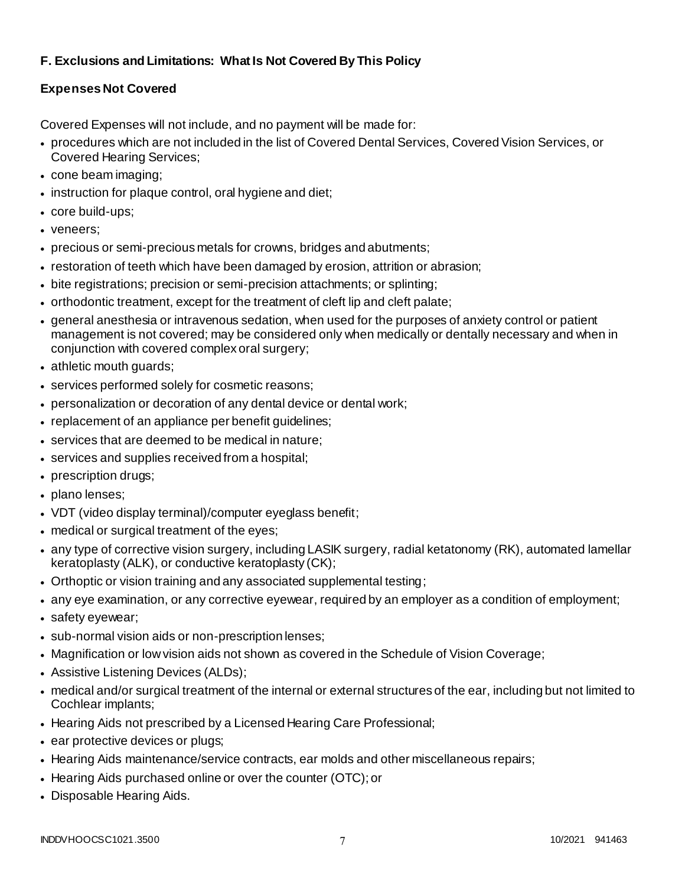## F. Exclusions and Limitations: What Is Not Covered By This Policy

### Expenses Not Covered

Covered Expenses will not include, and no payment will be made for:

- procedures which are not included in the list of Covered Dental Services, Covered Vision Services, or Covered Hearing Services;
- cone beam imaging;
- instruction for plaque control, oral hygiene and diet;
- core build-ups;
- veneers;
- precious or semi-precious metals for crowns, bridges and abutments;
- restoration of teeth which have been damaged by erosion, attrition or abrasion;
- bite registrations; precision or semi-precision attachments; or splinting;
- orthodontic treatment, except for the treatment of cleft lip and cleft palate;
- general anesthesia or intravenous sedation, when used for the purposes of anxiety control or patient management is not covered; may be considered only when medically or dentally necessary and when in conjunction with covered complex oral surgery;
- athletic mouth guards;
- services performed solely for cosmetic reasons;
- personalization or decoration of any dental device or dental work;
- replacement of an appliance per benefit guidelines;
- services that are deemed to be medical in nature;
- services and supplies received from a hospital;
- prescription drugs;
- plano lenses;
- VDT (video display terminal)/computer eyeglass benefit;
- medical or surgical treatment of the eyes;
- any type of corrective vision surgery, including LASIK surgery, radial ketatonomy (RK), automated lamellar keratoplasty (ALK), or conductive keratoplasty (CK);
- Orthoptic or vision training and any associated supplemental testing;
- any eye examination, or any corrective eyewear, required by an employer as a condition of employment;
- safety eyewear;
- sub-normal vision aids or non-prescription lenses;
- Magnification or low vision aids not shown as covered in the Schedule of Vision Coverage;
- Assistive Listening Devices (ALDs);
- medical and/or surgical treatment of the internal or external structures of the ear, including but not limited to Cochlear implants;
- Hearing Aids not prescribed by a Licensed Hearing Care Professional;
- ear protective devices or plugs;
- Hearing Aids maintenance/service contracts, ear molds and other miscellaneous repairs;
- Hearing Aids purchased online or over the counter (OTC); or
- Disposable Hearing Aids.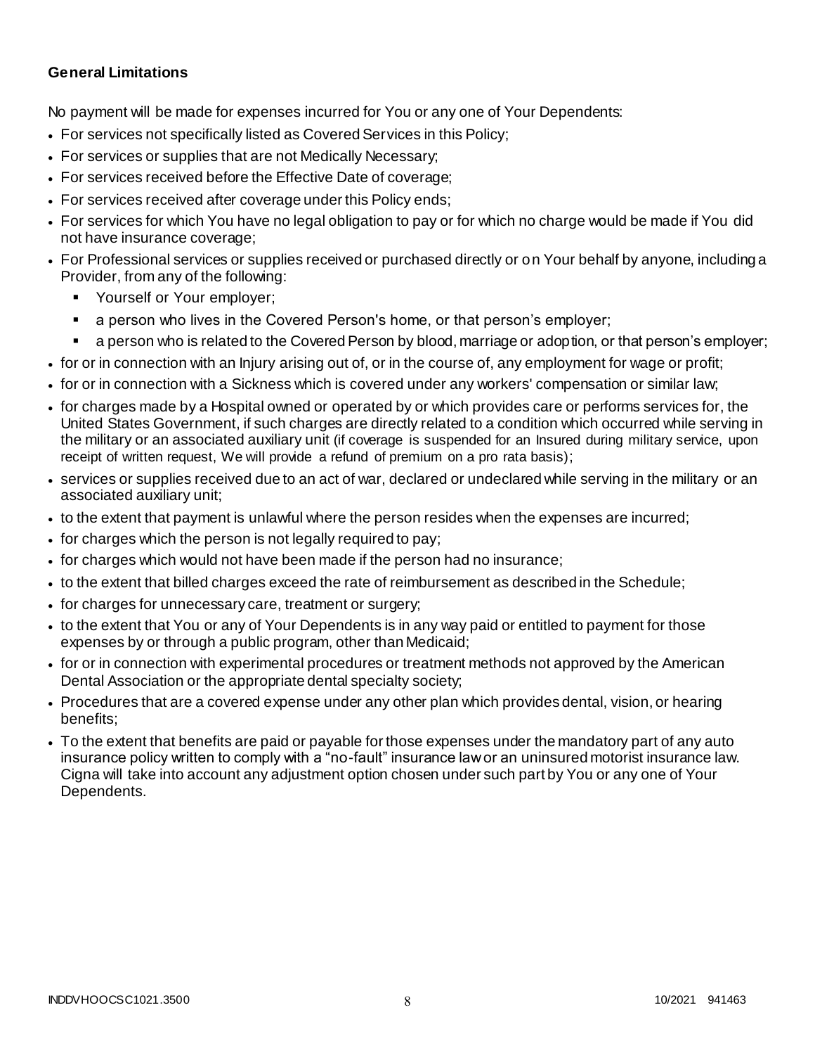**General Limitations**

No payment will be made for expenses incurred for You or any one of Your Dependents:

- For services not specifically listed as Covered Services in this Policy;
- For services or supplies that are not Medically Necessary;
- For services received before the Effective Date of coverage;
- For services received after coverage under this Policy ends;
- For services for which You have no legal obligation to pay or for which no charge would be made if You did not have insurance coverage;
- For Professional services or supplies received or purchased directly or on Your behalf by anyone, including a Provider, from any of the following:
  - Yourself or Your employer;
  - a person who lives in the Covered Person's home, or that person's employer;
  - a person who is related to the Covered Person by blood, marriage or adoption, or that person's employer;
- for or in connection with an Injury arising out of, or in the course of, any employment for wage or profit;
- for or in connection with a Sickness which is covered under any workers' compensation or similar law;
- for charges made by a Hospital owned or operated by or which provides care or performs services for, the United States Government, if such charges are directly related to a condition which occurred while serving in the military or an associated auxiliary unit (if coverage is suspended for an Insured during military service, upon receipt of written request, We will provide a refund of premium on a pro rata basis);
- services or supplies received due to an act of war, declared or undeclared while serving in the military or an associated auxiliary unit;
- to the extent that payment is unlawful where the person resides when the expenses are incurred;
- for charges which the person is not legally required to pay;
- for charges which would not have been made if the person had no insurance;
- to the extent that billed charges exceed the rate of reimbursement as described in the Schedule;
- for charges for unnecessary care, treatment or surgery;
- to the extent that You or any of Your Dependents is in any way paid or entitled to payment for those expenses by or through a public program, other than Medicaid;
- for or in connection with experimental procedures or treatment methods not approved by the American Dental Association or the appropriate dental specialty society;
- Procedures that are a covered expense under any other plan which provides dental, vision, or hearing benefits;
- To the extent that benefits are paid or payable for those expenses under the mandatory part of any auto insurance policy written to comply with a "no-fault" insurance law or an uninsured motorist insurance law. Cigna will take into account any adjustment option chosen under such part by You or any one of Your Dependents.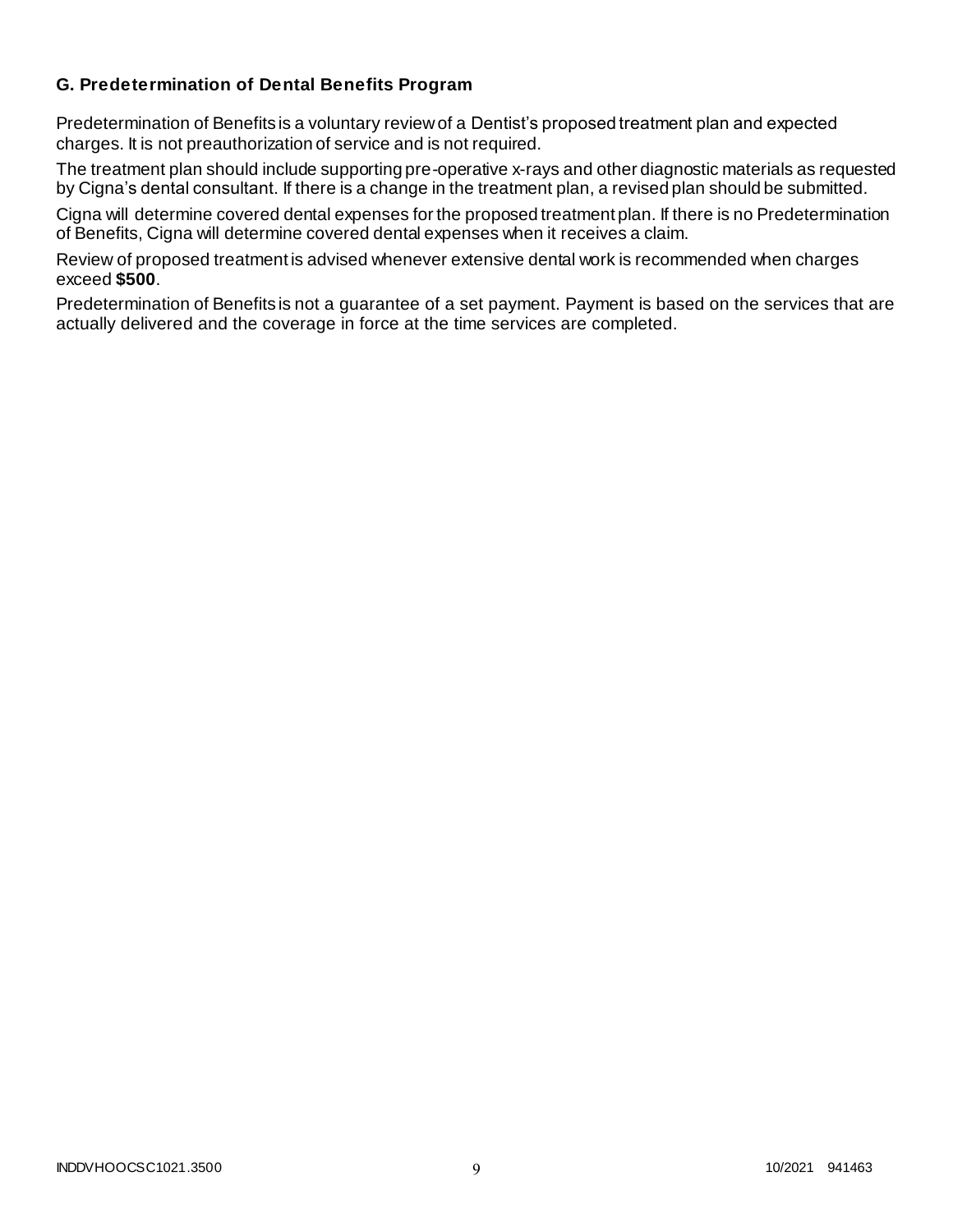### G. Predetermination of Dental Benefits Program

Predetermination of Benefits is a voluntary review of a Dentist's proposed treatment plan and expected charges. It is not preauthorization of service and is not required.

The treatment plan should include supporting pre-operative x-rays and other diagnostic materials as requested by Cigna's dental consultant. If there is a change in the treatment plan, a revised plan should be submitted.

Cigna will determine covered dental expenses for the proposed treatment plan. If there is no Predetermination of Benefits, Cigna will determine covered dental expenses when it receives a claim.

Review of proposed treatment is advised whenever extensive dental work is recommended when charges exceed **$500**.

Predetermination of Benefits is not a guarantee of a set payment. Payment is based on the services that are actually delivered and the coverage in force at the time services are completed.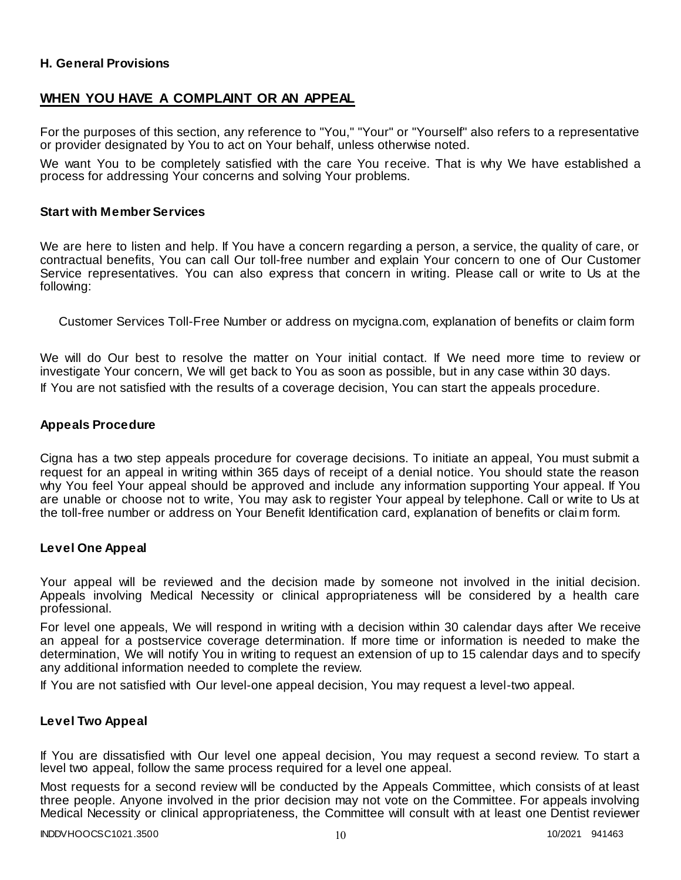**H. General Provisions**

## WHEN YOU HAVE A COMPLAINT OR AN APPEAL

For the purposes of this section, any reference to "You," "Your" or "Yourself" also refers to a representative or provider designated by You to act on Your behalf, unless otherwise noted.

We want You to be completely satisfied with the care You receive. That is why We have established a process for addressing Your concerns and solving Your problems.

### Start with Member Services

We are here to listen and help. If You have a concern regarding a person, a service, the quality of care, or contractual benefits, You can call Our toll-free number and explain Your concern to one of Our Customer Service representatives. You can also express that concern in writing. Please call or write to Us at the following:

Customer Services Toll-Free Number or address on mycigna.com, explanation of benefits or claim form

We will do Our best to resolve the matter on Your initial contact. If We need more time to review or investigate Your concern, We will get back to You as soon as possible, but in any case within 30 days.

If You are not satisfied with the results of a coverage decision, You can start the appeals procedure.

### Appeals Procedure

Cigna has a two step appeals procedure for coverage decisions. To initiate an appeal, You must submit a request for an appeal in writing within 365 days of receipt of a denial notice. You should state the reason why You feel Your appeal should be approved and include any information supporting Your appeal. If You are unable or choose not to write, You may ask to register Your appeal by telephone. Call or write to Us at the toll-free number or address on Your Benefit Identification card, explanation of benefits or claim form.

### Level One Appeal

Your appeal will be reviewed and the decision made by someone not involved in the initial decision. Appeals involving Medical Necessity or clinical appropriateness will be considered by a health care professional.

For level one appeals, We will respond in writing with a decision within 30 calendar days after We receive an appeal for a postservice coverage determination. If more time or information is needed to make the determination, We will notify You in writing to request an extension of up to 15 calendar days and to specify any additional information needed to complete the review.

If You are not satisfied with Our level-one appeal decision, You may request a level-two appeal.

### Level Two Appeal

If You are dissatisfied with Our level one appeal decision, You may request a second review. To start a level two appeal, follow the same process required for a level one appeal.

Most requests for a second review will be conducted by the Appeals Committee, which consists of at least three people. Anyone involved in the prior decision may not vote on the Committee. For appeals involving Medical Necessity or clinical appropriateness, the Committee will consult with at least one Dentist reviewer

INDDVHOOCSC1021.3500 10/2021 941463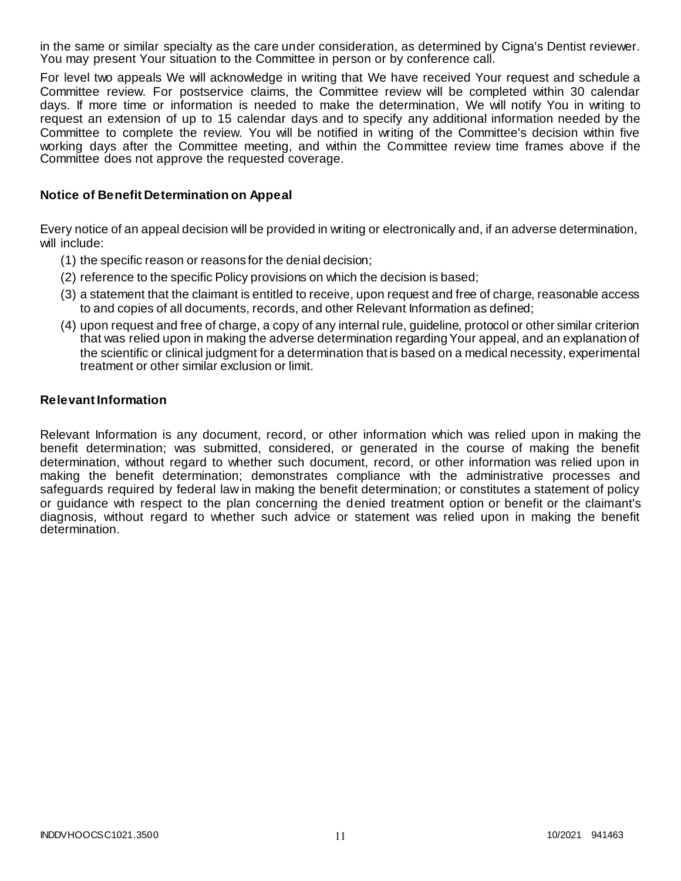in the same or similar specialty as the care under consideration, as determined by Cigna's Dentist reviewer. You may present Your situation to the Committee in person or by conference call.

For level two appeals We will acknowledge in writing that We have received Your request and schedule a Committee review. For postservice claims, the Committee review will be completed within 30 calendar days. If more time or information is needed to make the determination, We will notify You in writing to request an extension of up to 15 calendar days and to specify any additional information needed by the Committee to complete the review. You will be notified in writing of the Committee's decision within five working days after the Committee meeting, and within the Committee review time frames above if the Committee does not approve the requested coverage.

### Notice of Benefit Determination on Appeal

Every notice of an appeal decision will be provided in writing or electronically and, if an adverse determination, will include:

(1) the specific reason or reasons for the denial decision;

(2) reference to the specific Policy provisions on which the decision is based;

(3) a statement that the claimant is entitled to receive, upon request and free of charge, reasonable access to and copies of all documents, records, and other Relevant Information as defined;

(4) upon request and free of charge, a copy of any internal rule, guideline, protocol or other similar criterion that was relied upon in making the adverse determination regarding Your appeal, and an explanation of the scientific or clinical judgment for a determination that is based on a medical necessity, experimental treatment or other similar exclusion or limit.

### Relevant Information

Relevant Information is any document, record, or other information which was relied upon in making the benefit determination; was submitted, considered, or generated in the course of making the benefit determination, without regard to whether such document, record, or other information was relied upon in making the benefit determination; demonstrates compliance with the administrative processes and safeguards required by federal law in making the benefit determination; or constitutes a statement of policy or guidance with respect to the plan concerning the denied treatment option or benefit or the claimant's diagnosis, without regard to whether such advice or statement was relied upon in making the benefit determination.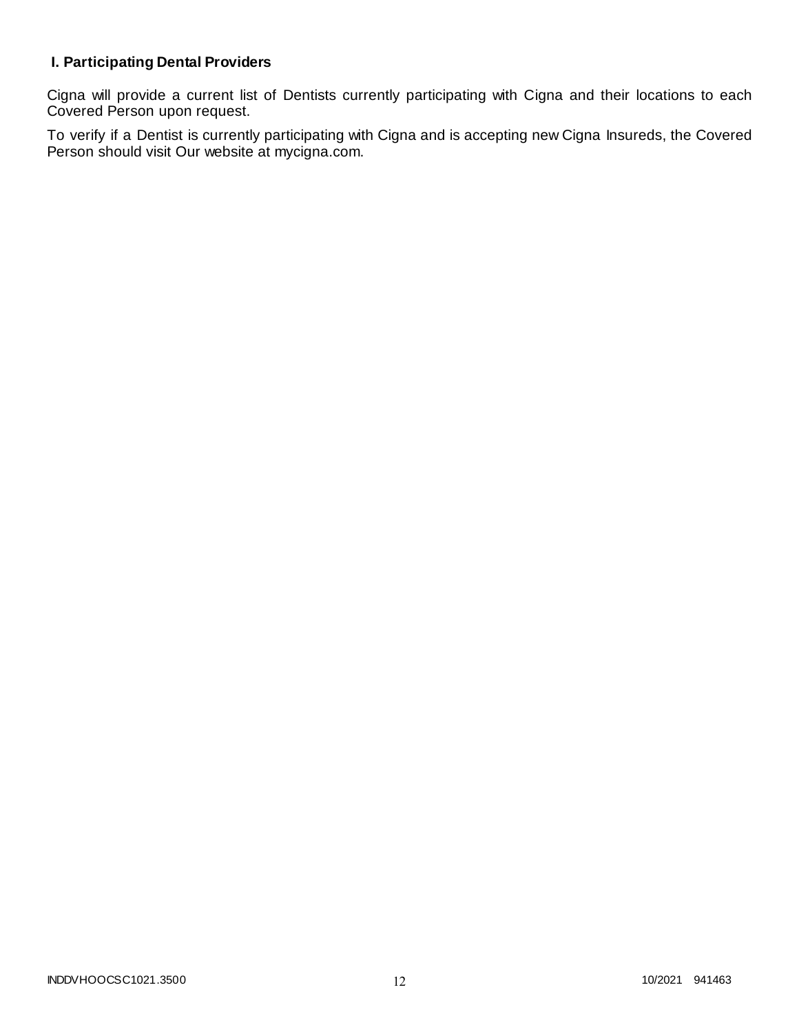## I. Participating Dental Providers

Cigna will provide a current list of Dentists currently participating with Cigna and their locations to each Covered Person upon request.

To verify if a Dentist is currently participating with Cigna and is accepting new Cigna Insureds, the Covered Person should visit Our website at mycigna.com.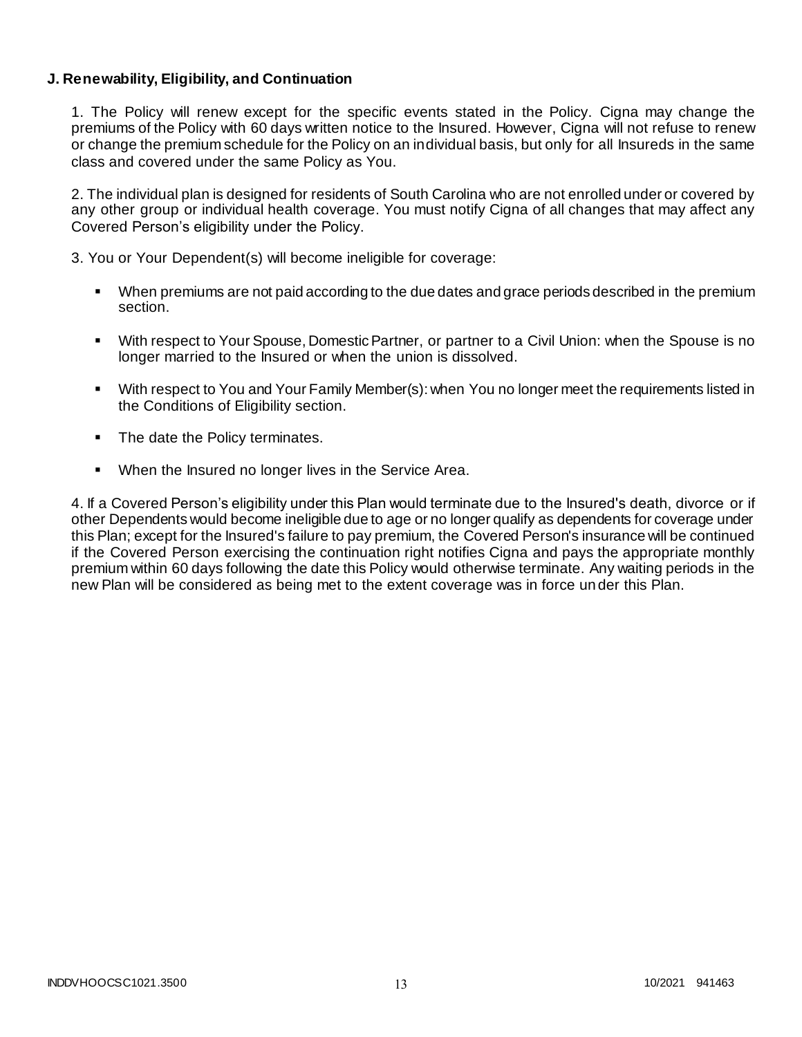**J. Renewability, Eligibility, and Continuation**

1. The Policy will renew except for the specific events stated in the Policy. Cigna may change the premiums of the Policy with 60 days written notice to the Insured. However, Cigna will not refuse to renew or change the premium schedule for the Policy on an individual basis, but only for all Insureds in the same class and covered under the same Policy as You.

2. The individual plan is designed for residents of South Carolina who are not enrolled under or covered by any other group or individual health coverage. You must notify Cigna of all changes that may affect any Covered Person's eligibility under the Policy.

3. You or Your Dependent(s) will become ineligible for coverage:

- When premiums are not paid according to the due dates and grace periods described in the premium section.
- With respect to Your Spouse, Domestic Partner, or partner to a Civil Union: when the Spouse is no longer married to the Insured or when the union is dissolved.
- With respect to You and Your Family Member(s): when You no longer meet the requirements listed in the Conditions of Eligibility section.
- The date the Policy terminates.
- When the Insured no longer lives in the Service Area.

4. If a Covered Person's eligibility under this Plan would terminate due to the Insured's death, divorce or if other Dependents would become ineligible due to age or no longer qualify as dependents for coverage under this Plan; except for the Insured's failure to pay premium, the Covered Person's insurance will be continued if the Covered Person exercising the continuation right notifies Cigna and pays the appropriate monthly premium within 60 days following the date this Policy would otherwise terminate. Any waiting periods in the new Plan will be considered as being met to the extent coverage was in force under this Plan.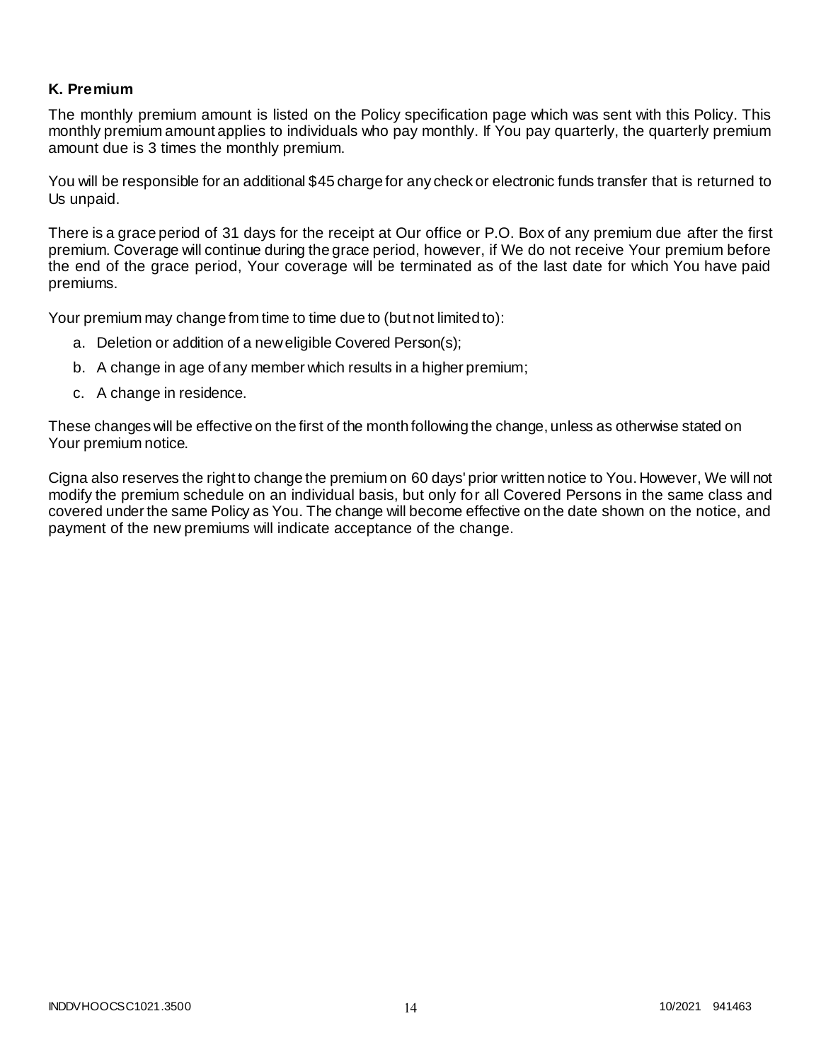**K. Premium**

The monthly premium amount is listed on the Policy specification page which was sent with this Policy. This monthly premium amount applies to individuals who pay monthly. If You pay quarterly, the quarterly premium amount due is 3 times the monthly premium.

You will be responsible for an additional $45 charge for any check or electronic funds transfer that is returned to Us unpaid.

There is a grace period of 31 days for the receipt at Our office or P.O. Box of any premium due after the first premium. Coverage will continue during the grace period, however, if We do not receive Your premium before the end of the grace period, Your coverage will be terminated as of the last date for which You have paid premiums.

Your premium may change from time to time due to (but not limited to):

a. Deletion or addition of a new eligible Covered Person(s);
b. A change in age of any member which results in a higher premium;
c. A change in residence.

These changes will be effective on the first of the month following the change, unless as otherwise stated on Your premium notice.

Cigna also reserves the right to change the premium on 60 days' prior written notice to You. However, We will not modify the premium schedule on an individual basis, but only for all Covered Persons in the same class and covered under the same Policy as You. The change will become effective on the date shown on the notice, and payment of the new premiums will indicate acceptance of the change.